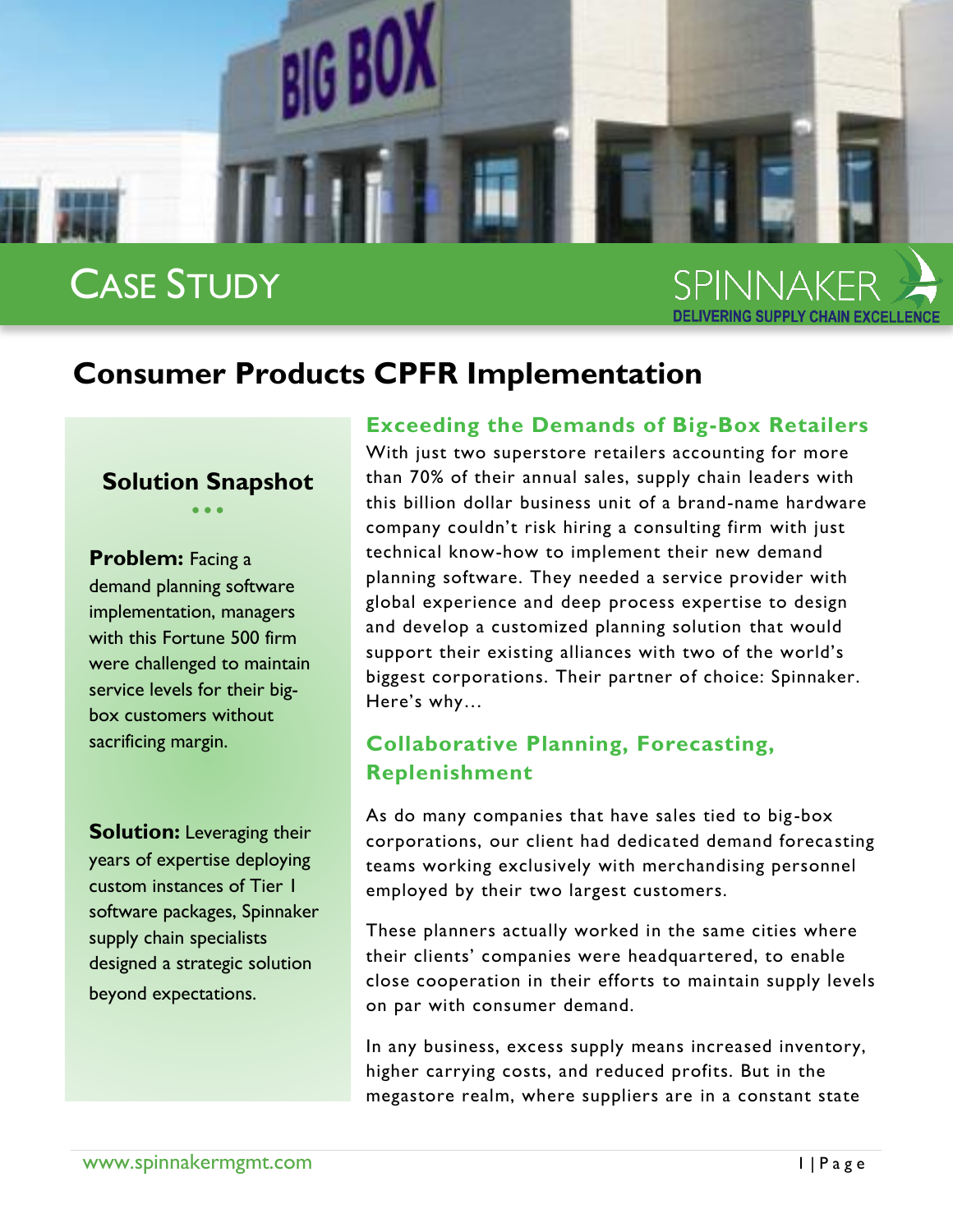CASE STUDY

SPINNAKER
DELIVERING SUPPLY CHAIN EXCELLENCE

# Consumer Products CPFR Implementation

## Solution Snapshot

**Problem:** Facing a demand planning software implementation, managers with this Fortune 500 firm were challenged to maintain service levels for their big-box customers without sacrificing margin.

**Solution:** Leveraging their years of expertise deploying custom instances of Tier 1 software packages, Spinnaker supply chain specialists designed a strategic solution beyond expectations.

## Exceeding the Demands of Big-Box Retailers

With just two superstore retailers accounting for more than 70% of their annual sales, supply chain leaders with this billion dollar business unit of a brand-name hardware company couldn't risk hiring a consulting firm with just technical know-how to implement their new demand planning software. They needed a service provider with global experience and deep process expertise to design and develop a customized planning solution that would support their existing alliances with two of the world's biggest corporations. Their partner of choice: Spinnaker. Here's why…

## Collaborative Planning, Forecasting, Replenishment

As do many companies that have sales tied to big-box corporations, our client had dedicated demand forecasting teams working exclusively with merchandising personnel employed by their two largest customers.

These planners actually worked in the same cities where their clients' companies were headquartered, to enable close cooperation in their efforts to maintain supply levels on par with consumer demand.

In any business, excess supply means increased inventory, higher carrying costs, and reduced profits. But in the megastore realm, where suppliers are in a constant state

www.spinnakermgmt.com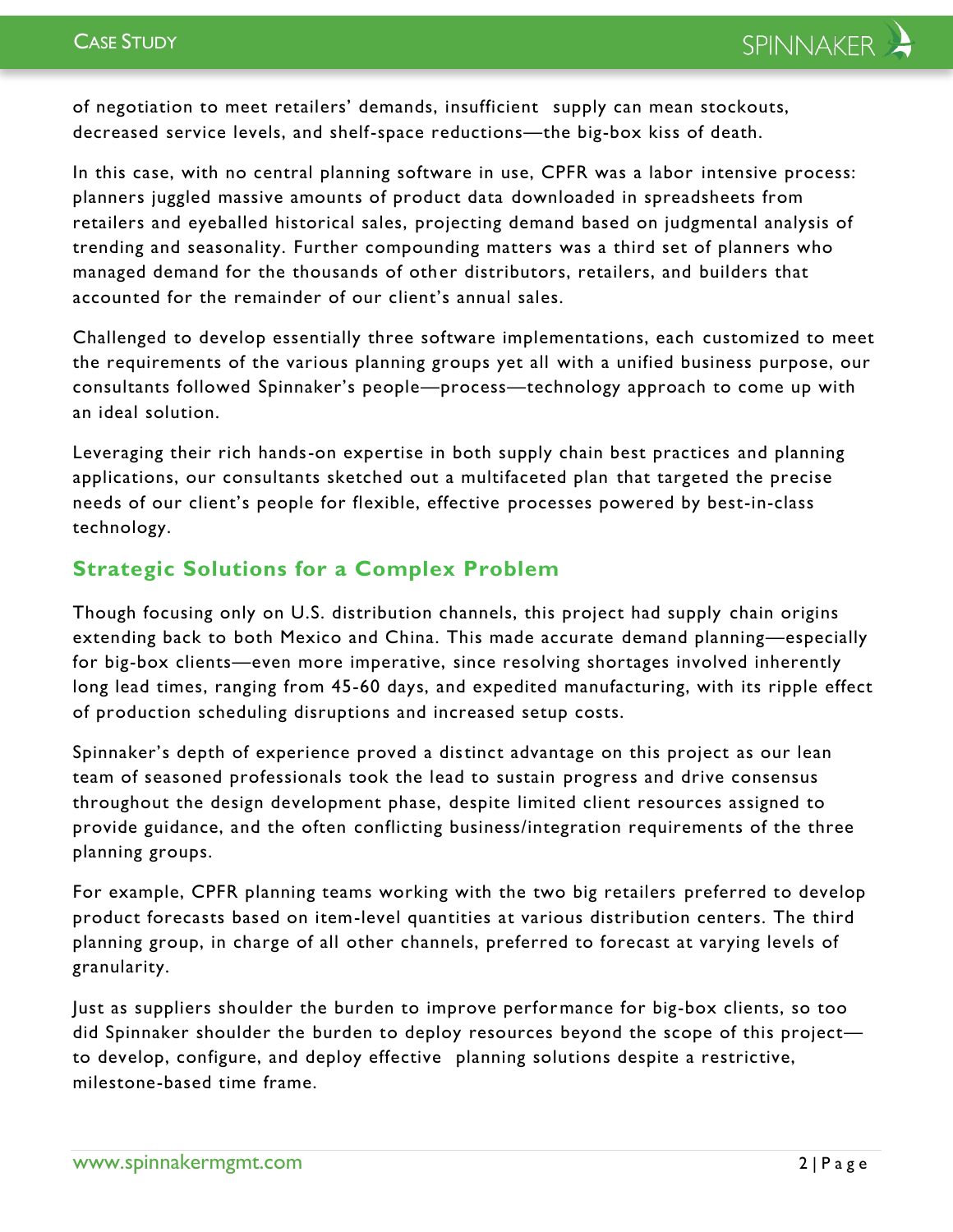of negotiation to meet retailers' demands, insufficient supply can mean stockouts, decreased service levels, and shelf-space reductions—the big-box kiss of death.

In this case, with no central planning software in use, CPFR was a labor intensive process: planners juggled massive amounts of product data downloaded in spreadsheets from retailers and eyeballed historical sales, projecting demand based on judgmental analysis of trending and seasonality. Further compounding matters was a third set of planners who managed demand for the thousands of other distributors, retailers, and builders that accounted for the remainder of our client's annual sales.

Challenged to develop essentially three software implementations, each customized to meet the requirements of the various planning groups yet all with a unified business purpose, our consultants followed Spinnaker's people—process—technology approach to come up with an ideal solution.

Leveraging their rich hands-on expertise in both supply chain best practices and planning applications, our consultants sketched out a multifaceted plan that targeted the precise needs of our client's people for flexible, effective processes powered by best-in-class technology.

## Strategic Solutions for a Complex Problem

Though focusing only on U.S. distribution channels, this project had supply chain origins extending back to both Mexico and China. This made accurate demand planning—especially for big-box clients—even more imperative, since resolving shortages involved inherently long lead times, ranging from 45-60 days, and expedited manufacturing, with its ripple effect of production scheduling disruptions and increased setup costs.

Spinnaker's depth of experience proved a distinct advantage on this project as our lean team of seasoned professionals took the lead to sustain progress and drive consensus throughout the design development phase, despite limited client resources assigned to provide guidance, and the often conflicting business/integration requirements of the three planning groups.

For example, CPFR planning teams working with the two big retailers preferred to develop product forecasts based on item-level quantities at various distribution centers. The third planning group, in charge of all other channels, preferred to forecast at varying levels of granularity.

Just as suppliers shoulder the burden to improve performance for big-box clients, so too did Spinnaker shoulder the burden to deploy resources beyond the scope of this project—to develop, configure, and deploy effective planning solutions despite a restrictive, milestone-based time frame.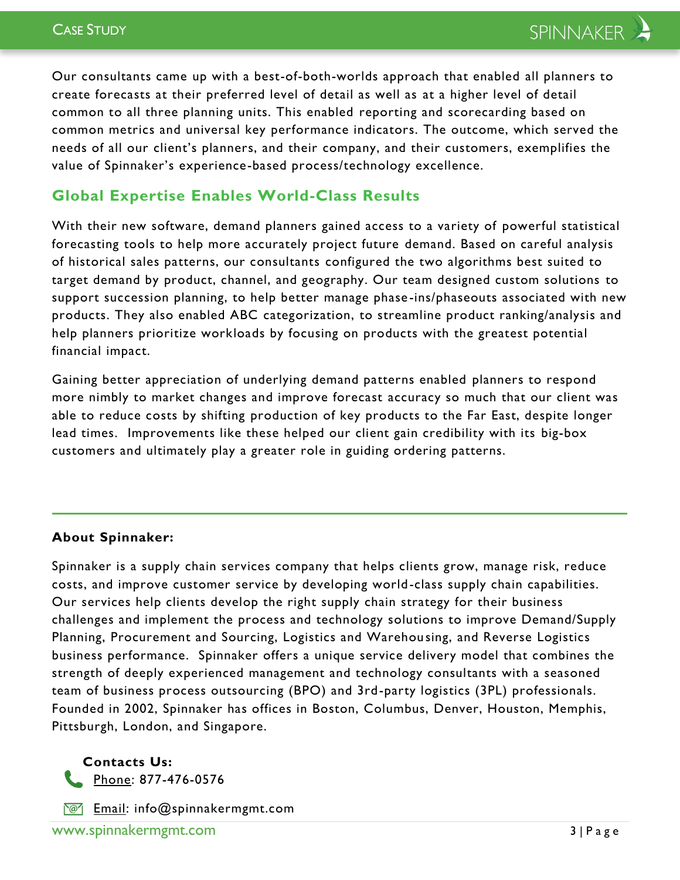Our consultants came up with a best-of-both-worlds approach that enabled all planners to create forecasts at their preferred level of detail as well as at a higher level of detail common to all three planning units. This enabled reporting and scorecarding based on common metrics and universal key performance indicators. The outcome, which served the needs of all our client's planners, and their company, and their customers, exemplifies the value of Spinnaker's experience-based process/technology excellence.

## Global Expertise Enables World-Class Results

With their new software, demand planners gained access to a variety of powerful statistical forecasting tools to help more accurately project future demand. Based on careful analysis of historical sales patterns, our consultants configured the two algorithms best suited to target demand by product, channel, and geography. Our team designed custom solutions to support succession planning, to help better manage phase-ins/phaseouts associated with new products. They also enabled ABC categorization, to streamline product ranking/analysis and help planners prioritize workloads by focusing on products with the greatest potential financial impact.

Gaining better appreciation of underlying demand patterns enabled planners to respond more nimbly to market changes and improve forecast accuracy so much that our client was able to reduce costs by shifting production of key products to the Far East, despite longer lead times. Improvements like these helped our client gain credibility with its big-box customers and ultimately play a greater role in guiding ordering patterns.

---

**About Spinnaker:**

Spinnaker is a supply chain services company that helps clients grow, manage risk, reduce costs, and improve customer service by developing world-class supply chain capabilities. Our services help clients develop the right supply chain strategy for their business challenges and implement the process and technology solutions to improve Demand/Supply Planning, Procurement and Sourcing, Logistics and Warehousing, and Reverse Logistics business performance. Spinnaker offers a unique service delivery model that combines the strength of deeply experienced management and technology consultants with a seasoned team of business process outsourcing (BPO) and 3rd-party logistics (3PL) professionals. Founded in 2002, Spinnaker has offices in Boston, Columbus, Denver, Houston, Memphis, Pittsburgh, London, and Singapore.

**Contacts Us:**

Phone: 877-476-0576

Email: info@spinnakermgmt.com

www.spinnakermgmt.com